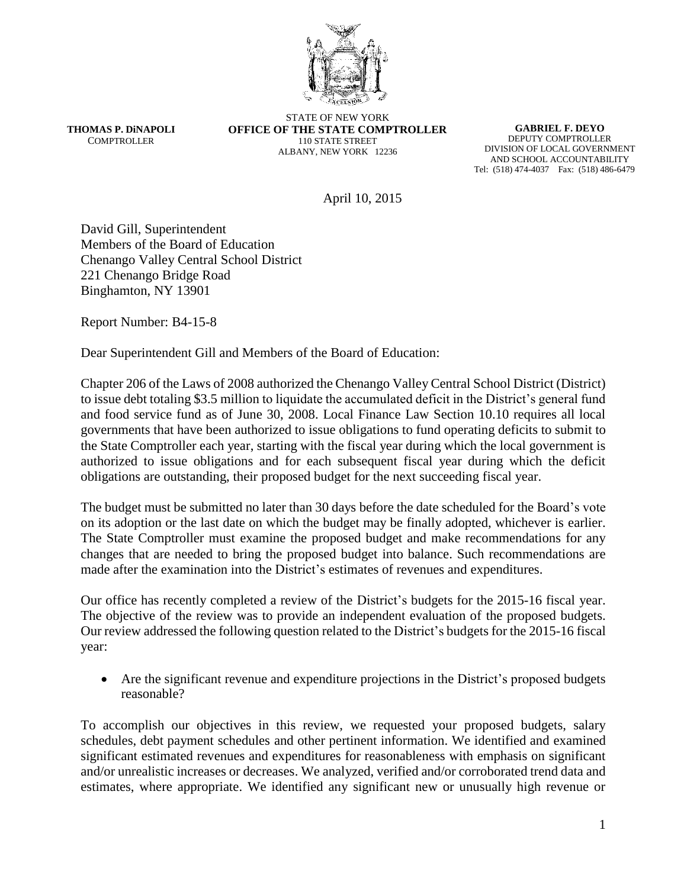THOMAS P. DiNAPOLI
COMPTROLLER

STATE OF NEW YORK
**OFFICE OF THE STATE COMPTROLLER**
110 STATE STREET
ALBANY, NEW YORK 12236

**GABRIEL F. DEYO**
DEPUTY COMPTROLLER
DIVISION OF LOCAL GOVERNMENT
AND SCHOOL ACCOUNTABILITY
Tel: (518) 474-4037 Fax: (518) 486-6479

April 10, 2015

David Gill, Superintendent
Members of the Board of Education
Chenango Valley Central School District
221 Chenango Bridge Road
Binghamton, NY 13901

Report Number: B4-15-8

Dear Superintendent Gill and Members of the Board of Education:

Chapter 206 of the Laws of 2008 authorized the Chenango Valley Central School District (District) to issue debt totaling $3.5 million to liquidate the accumulated deficit in the District's general fund and food service fund as of June 30, 2008. Local Finance Law Section 10.10 requires all local governments that have been authorized to issue obligations to fund operating deficits to submit to the State Comptroller each year, starting with the fiscal year during which the local government is authorized to issue obligations and for each subsequent fiscal year during which the deficit obligations are outstanding, their proposed budget for the next succeeding fiscal year.

The budget must be submitted no later than 30 days before the date scheduled for the Board's vote on its adoption or the last date on which the budget may be finally adopted, whichever is earlier. The State Comptroller must examine the proposed budget and make recommendations for any changes that are needed to bring the proposed budget into balance. Such recommendations are made after the examination into the District's estimates of revenues and expenditures.

Our office has recently completed a review of the District's budgets for the 2015-16 fiscal year. The objective of the review was to provide an independent evaluation of the proposed budgets. Our review addressed the following question related to the District's budgets for the 2015-16 fiscal year:

- Are the significant revenue and expenditure projections in the District's proposed budgets reasonable?

To accomplish our objectives in this review, we requested your proposed budgets, salary schedules, debt payment schedules and other pertinent information. We identified and examined significant estimated revenues and expenditures for reasonableness with emphasis on significant and/or unrealistic increases or decreases. We analyzed, verified and/or corroborated trend data and estimates, where appropriate. We identified any significant new or unusually high revenue or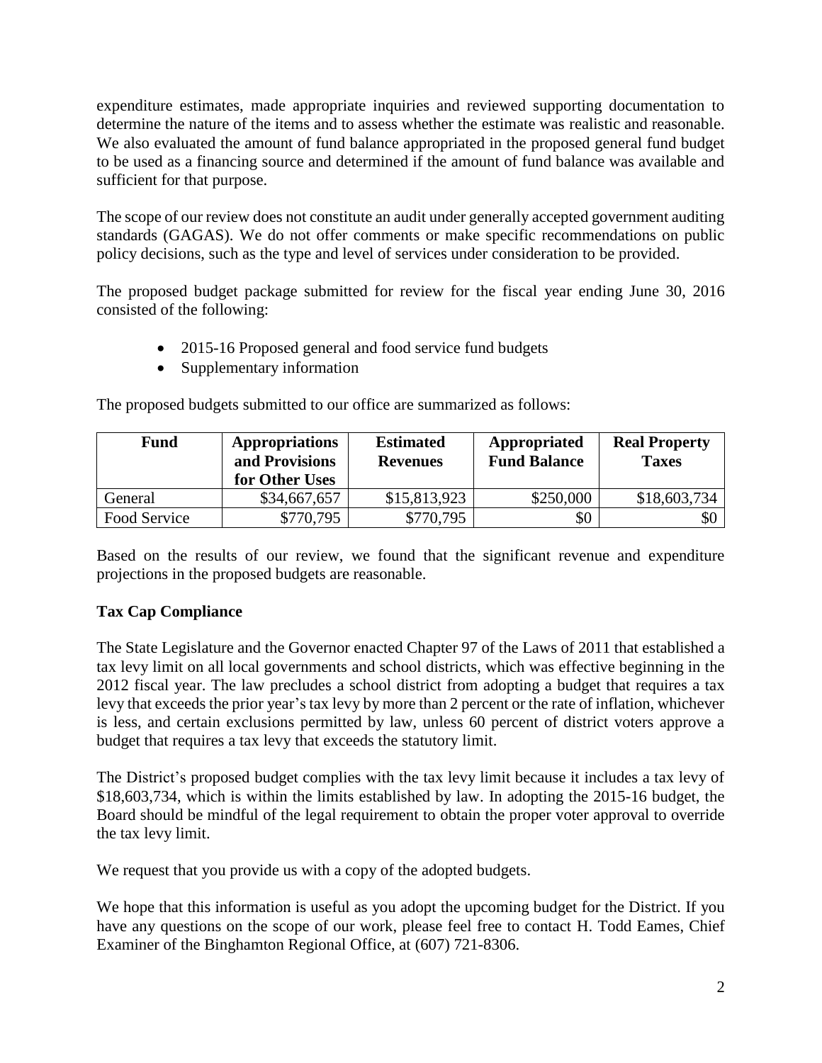expenditure estimates, made appropriate inquiries and reviewed supporting documentation to determine the nature of the items and to assess whether the estimate was realistic and reasonable. We also evaluated the amount of fund balance appropriated in the proposed general fund budget to be used as a financing source and determined if the amount of fund balance was available and sufficient for that purpose.

The scope of our review does not constitute an audit under generally accepted government auditing standards (GAGAS). We do not offer comments or make specific recommendations on public policy decisions, such as the type and level of services under consideration to be provided.

The proposed budget package submitted for review for the fiscal year ending June 30, 2016 consisted of the following:

- 2015-16 Proposed general and food service fund budgets
- Supplementary information

The proposed budgets submitted to our office are summarized as follows:

| Fund | Appropriations and Provisions for Other Uses | Estimated Revenues | Appropriated Fund Balance | Real Property Taxes |
|---|---|---|---|---|
| General | $34,667,657 | $15,813,923 | $250,000 | $18,603,734 |
| Food Service | $770,795 | $770,795 | $0 | $0 |

Based on the results of our review, we found that the significant revenue and expenditure projections in the proposed budgets are reasonable.

**Tax Cap Compliance**

The State Legislature and the Governor enacted Chapter 97 of the Laws of 2011 that established a tax levy limit on all local governments and school districts, which was effective beginning in the 2012 fiscal year. The law precludes a school district from adopting a budget that requires a tax levy that exceeds the prior year's tax levy by more than 2 percent or the rate of inflation, whichever is less, and certain exclusions permitted by law, unless 60 percent of district voters approve a budget that requires a tax levy that exceeds the statutory limit.

The District's proposed budget complies with the tax levy limit because it includes a tax levy of $18,603,734, which is within the limits established by law. In adopting the 2015-16 budget, the Board should be mindful of the legal requirement to obtain the proper voter approval to override the tax levy limit.

We request that you provide us with a copy of the adopted budgets.

We hope that this information is useful as you adopt the upcoming budget for the District. If you have any questions on the scope of our work, please feel free to contact H. Todd Eames, Chief Examiner of the Binghamton Regional Office, at (607) 721-8306.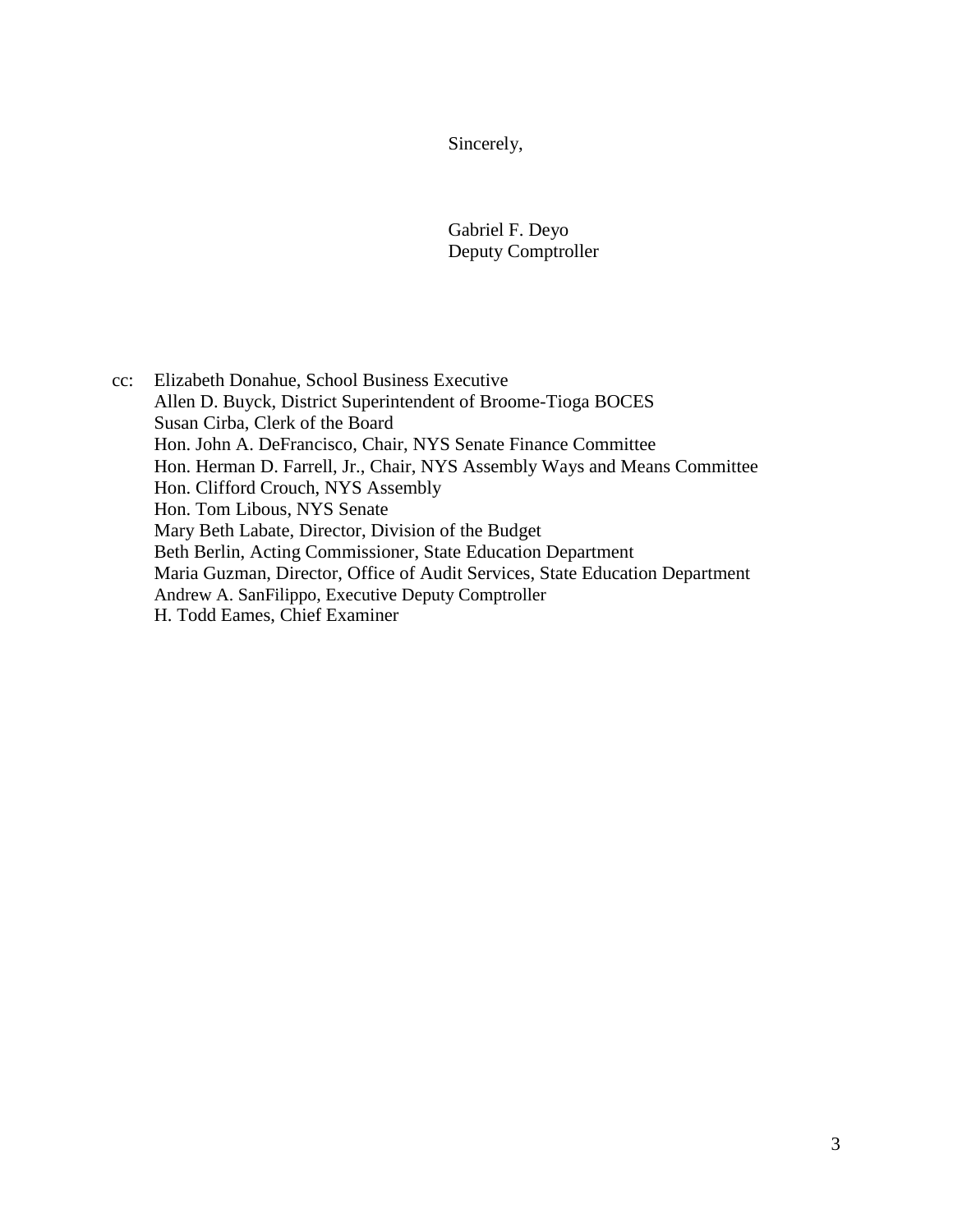Sincerely,

Gabriel F. Deyo
Deputy Comptroller

cc: Elizabeth Donahue, School Business Executive
Allen D. Buyck, District Superintendent of Broome-Tioga BOCES
Susan Cirba, Clerk of the Board
Hon. John A. DeFrancisco, Chair, NYS Senate Finance Committee
Hon. Herman D. Farrell, Jr., Chair, NYS Assembly Ways and Means Committee
Hon. Clifford Crouch, NYS Assembly
Hon. Tom Libous, NYS Senate
Mary Beth Labate, Director, Division of the Budget
Beth Berlin, Acting Commissioner, State Education Department
Maria Guzman, Director, Office of Audit Services, State Education Department
Andrew A. SanFilippo, Executive Deputy Comptroller
H. Todd Eames, Chief Examiner